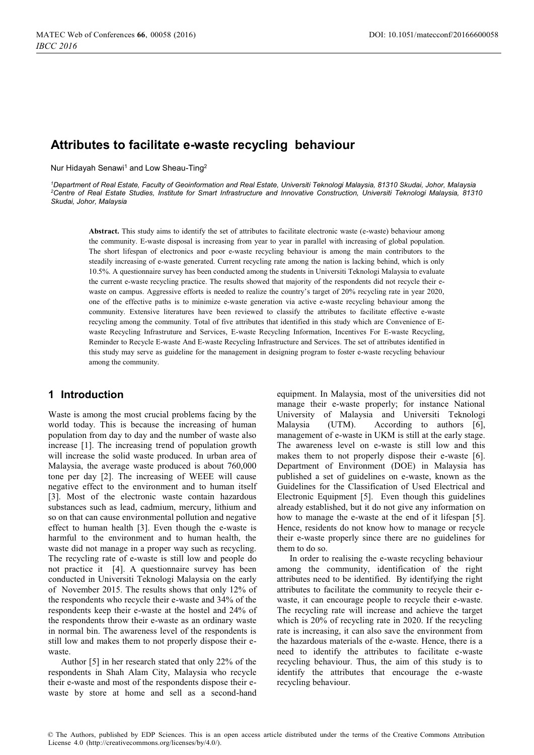# Attributes to facilitate e-waste recycling behaviour

Nur Hidayah Senawi[1] and Low Sheau-Ting[2]

[1]*Department of Real Estate, Faculty of Geoinformation and Real Estate, Universiti Teknologi Malaysia, 81310 Skudai, Johor, Malaysia*
[2]*Centre of Real Estate Studies, Institute for Smart Infrastructure and Innovative Construction, Universiti Teknologi Malaysia, 81310 Skudai, Johor, Malaysia*

**Abstract.** This study aims to identify the set of attributes to facilitate electronic waste (e-waste) behaviour among the community. E-waste disposal is increasing from year to year in parallel with increasing of global population. The short lifespan of electronics and poor e-waste recycling behaviour is among the main contributors to the steadily increasing of e-waste generated. Current recycling rate among the nation is lacking behind, which is only 10.5%. A questionnaire survey has been conducted among the students in Universiti Teknologi Malaysia to evaluate the current e-waste recycling practice. The results showed that majority of the respondents did not recycle their e-waste on campus. Aggressive efforts is needed to realize the country's target of 20% recycling rate in year 2020, one of the effective paths is to minimize e-waste generation via active e-waste recycling behaviour among the community. Extensive literatures have been reviewed to classify the attributes to facilitate effective e-waste recycling among the community. Total of five attributes that identified in this study which are Convenience of E-waste Recycling Infrastruture and Services, E-waste Recycling Information, Incentives For E-waste Recycling, Reminder to Recycle E-waste And E-waste Recycling Infrastructure and Services. The set of attributes identified in this study may serve as guideline for the management in designing program to foster e-waste recycling behaviour among the community.

## 1 Introduction

Waste is among the most crucial problems facing by the world today. This is because the increasing of human population from day to day and the number of waste also increase [1]. The increasing trend of population growth will increase the solid waste produced. In urban area of Malaysia, the average waste produced is about 760,000 tone per day [2]. The increasing of WEEE will cause negative effect to the environment and to human itself [3]. Most of the electronic waste contain hazardous substances such as lead, cadmium, mercury, lithium and so on that can cause environmental pollution and negative effect to human health [3]. Even though the e-waste is harmful to the environment and to human health, the waste did not manage in a proper way such as recycling. The recycling rate of e-waste is still low and people do not practice it [4]. A questionnaire survey has been conducted in Universiti Teknologi Malaysia on the early of November 2015. The results shows that only 12% of the respondents who recycle their e-waste and 34% of the respondents keep their e-waste at the hostel and 24% of the respondents throw their e-waste as an ordinary waste in normal bin. The awareness level of the respondents is still low and makes them to not properly dispose their e-waste.

Author [5] in her research stated that only 22% of the respondents in Shah Alam City, Malaysia who recycle their e-waste and most of the respondents dispose their e-waste by store at home and sell as a second-hand equipment. In Malaysia, most of the universities did not manage their e-waste properly; for instance National University of Malaysia and Universiti Teknologi Malaysia (UTM). According to authors [6], management of e-waste in UKM is still at the early stage. The awareness level on e-waste is still low and this makes them to not properly dispose their e-waste [6]. Department of Environment (DOE) in Malaysia has published a set of guidelines on e-waste, known as the Guidelines for the Classification of Used Electrical and Electronic Equipment [5]. Even though this guidelines already established, but it do not give any information on how to manage the e-waste at the end of it lifespan [5]. Hence, residents do not know how to manage or recycle their e-waste properly since there are no guidelines for them to do so.

In order to realising the e-waste recycling behaviour among the community, identification of the right attributes need to be identified. By identifying the right attributes to facilitate the community to recycle their e-waste, it can encourage people to recycle their e-waste. The recycling rate will increase and achieve the target which is 20% of recycling rate in 2020. If the recycling rate is increasing, it can also save the environment from the hazardous materials of the e-waste. Hence, there is a need to identify the attributes to facilitate e-waste recycling behaviour. Thus, the aim of this study is to identify the attributes that encourage the e-waste recycling behaviour.

© The Authors, published by EDP Sciences. This is an open access article distributed under the terms of the Creative Commons Attribution License 4.0 (http://creativecommons.org/licenses/by/4.0/).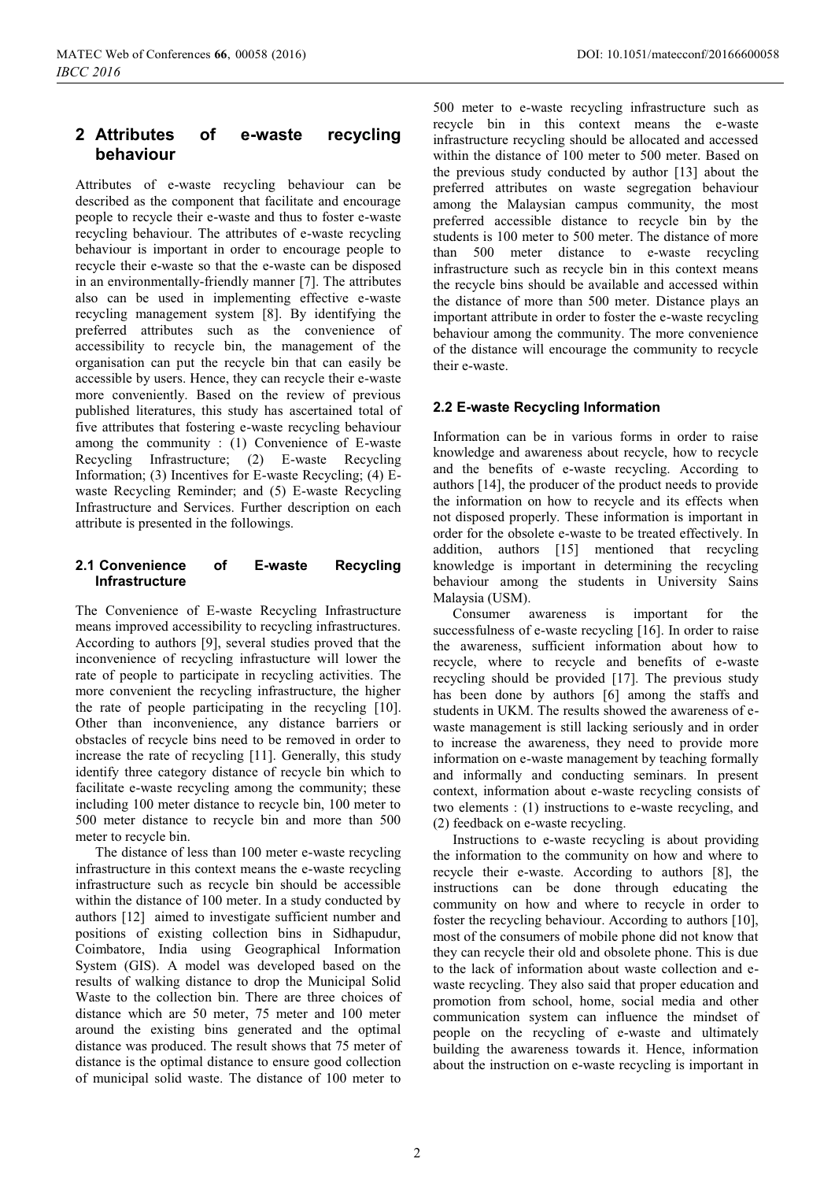## 2 Attributes of e-waste recycling behaviour

Attributes of e-waste recycling behaviour can be described as the component that facilitate and encourage people to recycle their e-waste and thus to foster e-waste recycling behaviour. The attributes of e-waste recycling behaviour is important in order to encourage people to recycle their e-waste so that the e-waste can be disposed in an environmentally-friendly manner [7]. The attributes also can be used in implementing effective e-waste recycling management system [8]. By identifying the preferred attributes such as the convenience of accessibility to recycle bin, the management of the organisation can put the recycle bin that can easily be accessible by users. Hence, they can recycle their e-waste more conveniently. Based on the review of previous published literatures, this study has ascertained total of five attributes that fostering e-waste recycling behaviour among the community : (1) Convenience of E-waste Recycling Infrastructure; (2) E-waste Recycling Information; (3) Incentives for E-waste Recycling; (4) E-waste Recycling Reminder; and (5) E-waste Recycling Infrastructure and Services. Further description on each attribute is presented in the followings.

### 2.1 Convenience of E-waste Recycling Infrastructure

The Convenience of E-waste Recycling Infrastructure means improved accessibility to recycling infrastructures. According to authors [9], several studies proved that the inconvenience of recycling infrastucture will lower the rate of people to participate in recycling activities. The more convenient the recycling infrastructure, the higher the rate of people participating in the recycling [10]. Other than inconvenience, any distance barriers or obstacles of recycle bins need to be removed in order to increase the rate of recycling [11]. Generally, this study identify three category distance of recycle bin which to facilitate e-waste recycling among the community; these including 100 meter distance to recycle bin, 100 meter to 500 meter distance to recycle bin and more than 500 meter to recycle bin.

The distance of less than 100 meter e-waste recycling infrastructure in this context means the e-waste recycling infrastructure such as recycle bin should be accessible within the distance of 100 meter. In a study conducted by authors [12] aimed to investigate sufficient number and positions of existing collection bins in Sidhapudur, Coimbatore, India using Geographical Information System (GIS). A model was developed based on the results of walking distance to drop the Municipal Solid Waste to the collection bin. There are three choices of distance which are 50 meter, 75 meter and 100 meter around the existing bins generated and the optimal distance was produced. The result shows that 75 meter of distance is the optimal distance to ensure good collection of municipal solid waste. The distance of 100 meter to 500 meter to e-waste recycling infrastructure such as recycle bin in this context means the e-waste infrastructure recycling should be allocated and accessed within the distance of 100 meter to 500 meter. Based on the previous study conducted by author [13] about the preferred attributes on waste segregation behaviour among the Malaysian campus community, the most preferred accessible distance to recycle bin by the students is 100 meter to 500 meter. The distance of more than 500 meter distance to e-waste recycling infrastructure such as recycle bin in this context means the recycle bins should be available and accessed within the distance of more than 500 meter. Distance plays an important attribute in order to foster the e-waste recycling behaviour among the community. The more convenience of the distance will encourage the community to recycle their e-waste.

### 2.2 E-waste Recycling Information

Information can be in various forms in order to raise knowledge and awareness about recycle, how to recycle and the benefits of e-waste recycling. According to authors [14], the producer of the product needs to provide the information on how to recycle and its effects when not disposed properly. These information is important in order for the obsolete e-waste to be treated effectively. In addition, authors [15] mentioned that recycling knowledge is important in determining the recycling behaviour among the students in University Sains Malaysia (USM).

Consumer awareness is important for the successfulness of e-waste recycling [16]. In order to raise the awareness, sufficient information about how to recycle, where to recycle and benefits of e-waste recycling should be provided [17]. The previous study has been done by authors [6] among the staffs and students in UKM. The results showed the awareness of e-waste management is still lacking seriously and in order to increase the awareness, they need to provide more information on e-waste management by teaching formally and informally and conducting seminars. In present context, information about e-waste recycling consists of two elements : (1) instructions to e-waste recycling, and (2) feedback on e-waste recycling.

Instructions to e-waste recycling is about providing the information to the community on how and where to recycle their e-waste. According to authors [8], the instructions can be done through educating the community on how and where to recycle in order to foster the recycling behaviour. According to authors [10], most of the consumers of mobile phone did not know that they can recycle their old and obsolete phone. This is due to the lack of information about waste collection and e-waste recycling. They also said that proper education and promotion from school, home, social media and other communication system can influence the mindset of people on the recycling of e-waste and ultimately building the awareness towards it. Hence, information about the instruction on e-waste recycling is important in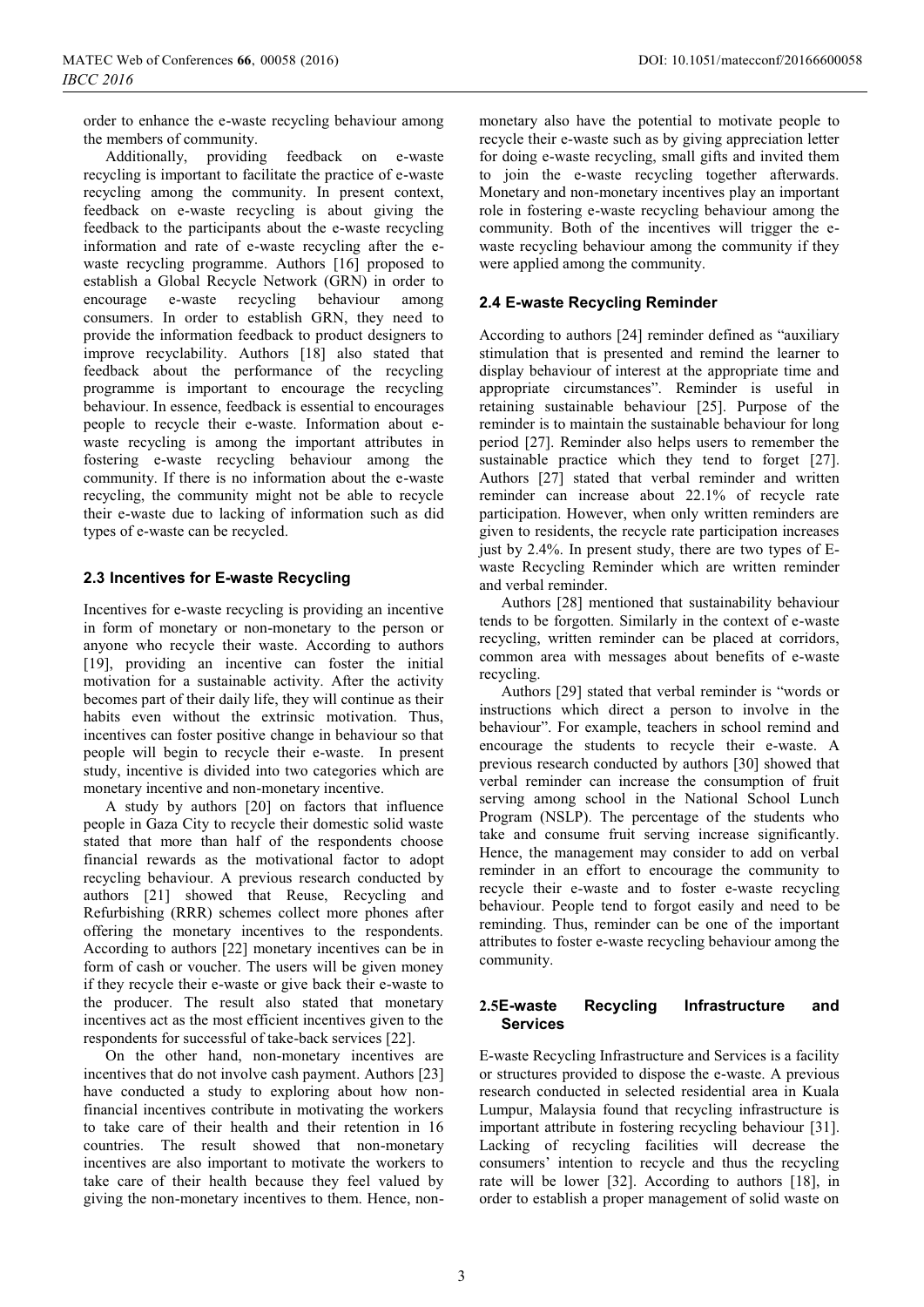order to enhance the e-waste recycling behaviour among the members of community.

Additionally, providing feedback on e-waste recycling is important to facilitate the practice of e-waste recycling among the community. In present context, feedback on e-waste recycling is about giving the feedback to the participants about the e-waste recycling information and rate of e-waste recycling after the e-waste recycling programme. Authors [16] proposed to establish a Global Recycle Network (GRN) in order to encourage e-waste recycling behaviour among consumers. In order to establish GRN, they need to provide the information feedback to product designers to improve recyclability. Authors [18] also stated that feedback about the performance of the recycling programme is important to encourage the recycling behaviour. In essence, feedback is essential to encourages people to recycle their e-waste. Information about e-waste recycling is among the important attributes in fostering e-waste recycling behaviour among the community. If there is no information about the e-waste recycling, the community might not be able to recycle their e-waste due to lacking of information such as did types of e-waste can be recycled.

### 2.3 Incentives for E-waste Recycling

Incentives for e-waste recycling is providing an incentive in form of monetary or non-monetary to the person or anyone who recycle their waste. According to authors [19], providing an incentive can foster the initial motivation for a sustainable activity. After the activity becomes part of their daily life, they will continue as their habits even without the extrinsic motivation. Thus, incentives can foster positive change in behaviour so that people will begin to recycle their e-waste. In present study, incentive is divided into two categories which are monetary incentive and non-monetary incentive.

A study by authors [20] on factors that influence people in Gaza City to recycle their domestic solid waste stated that more than half of the respondents choose financial rewards as the motivational factor to adopt recycling behaviour. A previous research conducted by authors [21] showed that Reuse, Recycling and Refurbishing (RRR) schemes collect more phones after offering the monetary incentives to the respondents. According to authors [22] monetary incentives can be in form of cash or voucher. The users will be given money if they recycle their e-waste or give back their e-waste to the producer. The result also stated that monetary incentives act as the most efficient incentives given to the respondents for successful of take-back services [22].

On the other hand, non-monetary incentives are incentives that do not involve cash payment. Authors [23] have conducted a study to exploring about how non-financial incentives contribute in motivating the workers to take care of their health and their retention in 16 countries. The result showed that non-monetary incentives are also important to motivate the workers to take care of their health because they feel valued by giving the non-monetary incentives to them. Hence, non-monetary also have the potential to motivate people to recycle their e-waste such as by giving appreciation letter for doing e-waste recycling, small gifts and invited them to join the e-waste recycling together afterwards. Monetary and non-monetary incentives play an important role in fostering e-waste recycling behaviour among the community. Both of the incentives will trigger the e-waste recycling behaviour among the community if they were applied among the community.

### 2.4 E-waste Recycling Reminder

According to authors [24] reminder defined as "auxiliary stimulation that is presented and remind the learner to display behaviour of interest at the appropriate time and appropriate circumstances". Reminder is useful in retaining sustainable behaviour [25]. Purpose of the reminder is to maintain the sustainable behaviour for long period [27]. Reminder also helps users to remember the sustainable practice which they tend to forget [27]. Authors [27] stated that verbal reminder and written reminder can increase about 22.1% of recycle rate participation. However, when only written reminders are given to residents, the recycle rate participation increases just by 2.4%. In present study, there are two types of E-waste Recycling Reminder which are written reminder and verbal reminder.

Authors [28] mentioned that sustainability behaviour tends to be forgotten. Similarly in the context of e-waste recycling, written reminder can be placed at corridors, common area with messages about benefits of e-waste recycling.

Authors [29] stated that verbal reminder is "words or instructions which direct a person to involve in the behaviour". For example, teachers in school remind and encourage the students to recycle their e-waste. A previous research conducted by authors [30] showed that verbal reminder can increase the consumption of fruit serving among school in the National School Lunch Program (NSLP). The percentage of the students who take and consume fruit serving increase significantly. Hence, the management may consider to add on verbal reminder in an effort to encourage the community to recycle their e-waste and to foster e-waste recycling behaviour. People tend to forgot easily and need to be reminding. Thus, reminder can be one of the important attributes to foster e-waste recycling behaviour among the community.

### 2.5 E-waste Recycling Infrastructure and Services

E-waste Recycling Infrastructure and Services is a facility or structures provided to dispose the e-waste. A previous research conducted in selected residential area in Kuala Lumpur, Malaysia found that recycling infrastructure is important attribute in fostering recycling behaviour [31]. Lacking of recycling facilities will decrease the consumers' intention to recycle and thus the recycling rate will be lower [32]. According to authors [18], in order to establish a proper management of solid waste on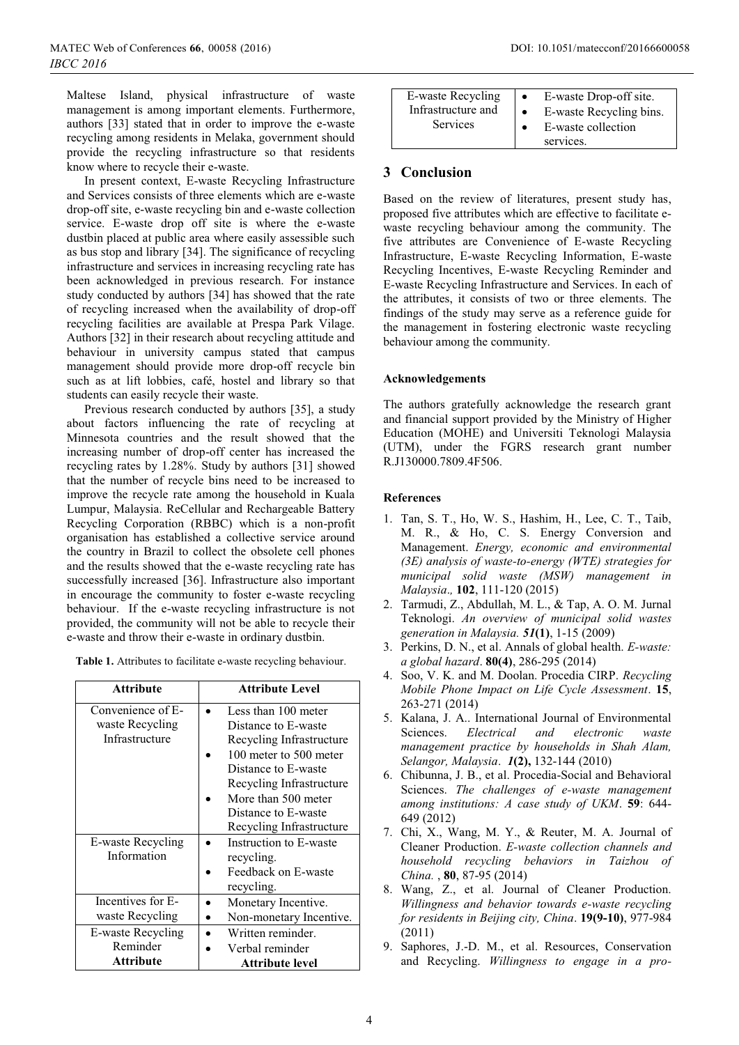Maltese Island, physical infrastructure of waste management is among important elements. Furthermore, authors [33] stated that in order to improve the e-waste recycling among residents in Melaka, government should provide the recycling infrastructure so that residents know where to recycle their e-waste.

In present context, E-waste Recycling Infrastructure and Services consists of three elements which are e-waste drop-off site, e-waste recycling bin and e-waste collection service. E-waste drop off site is where the e-waste dustbin placed at public area where easily assessible such as bus stop and library [34]. The significance of recycling infrastructure and services in increasing recycling rate has been acknowledged in previous research. For instance study conducted by authors [34] has showed that the rate of recycling increased when the availability of drop-off recycling facilities are available at Prespa Park Vilage. Authors [32] in their research about recycling attitude and behaviour in university campus stated that campus management should provide more drop-off recycle bin such as at lift lobbies, café, hostel and library so that students can easily recycle their waste.

Previous research conducted by authors [35], a study about factors influencing the rate of recycling at Minnesota countries and the result showed that the increasing number of drop-off center has increased the recycling rates by 1.28%. Study by authors [31] showed that the number of recycle bins need to be increased to improve the recycle rate among the household in Kuala Lumpur, Malaysia. ReCellular and Rechargeable Battery Recycling Corporation (RBBC) which is a non-profit organisation has established a collective service around the country in Brazil to collect the obsolete cell phones and the results showed that the e-waste recycling rate has successfully increased [36]. Infrastructure also important in encourage the community to foster e-waste recycling behaviour. If the e-waste recycling infrastructure is not provided, the community will not be able to recycle their e-waste and throw their e-waste in ordinary dustbin.

**Table 1.** Attributes to facilitate e-waste recycling behaviour.

| Attribute | Attribute Level |
|---|---|
| Convenience of E-waste Recycling Infrastructure | • Less than 100 meter Distance to E-waste Recycling Infrastructure<br>• 100 meter to 500 meter Distance to E-waste Recycling Infrastructure<br>• More than 500 meter Distance to E-waste Recycling Infrastructure |
| E-waste Recycling Information | • Instruction to E-waste recycling.<br>• Feedback on E-waste recycling. |
| Incentives for E-waste Recycling | • Monetary Incentive.<br>• Non-monetary Incentive. |
| E-waste Recycling Reminder | • Written reminder.<br>• Verbal reminder |
| **Attribute** | **Attribute level** |
| E-waste Recycling Infrastructure and Services | • E-waste Drop-off site.<br>• E-waste Recycling bins.<br>• E-waste collection services. |

## 3 Conclusion

Based on the review of literatures, present study has, proposed five attributes which are effective to facilitate e-waste recycling behaviour among the community. The five attributes are Convenience of E-waste Recycling Infrastructure, E-waste Recycling Information, E-waste Recycling Incentives, E-waste Recycling Reminder and E-waste Recycling Infrastructure and Services. In each of the attributes, it consists of two or three elements. The findings of the study may serve as a reference guide for the management in fostering electronic waste recycling behaviour among the community.

### Acknowledgements

The authors gratefully acknowledge the research grant and financial support provided by the Ministry of Higher Education (MOHE) and Universiti Teknologi Malaysia (UTM), under the FGRS research grant number R.J130000.7809.4F506.

### References

1. Tan, S. T., Ho, W. S., Hashim, H., Lee, C. T., Taib, M. R., & Ho, C. S. Energy Conversion and Management. *Energy, economic and environmental (3E) analysis of waste-to-energy (WTE) strategies for municipal solid waste (MSW) management in Malaysia*. **102**, 111-120 (2015)
2. Tarmudi, Z., Abdullah, M. L., & Tap, A. O. M. Jurnal Teknologi. *An overview of municipal solid wastes generation in Malaysia.* ***51*(1)**, 1-15 (2009)
3. Perkins, D. N., et al. Annals of global health. *E-waste: a global hazard*. **80(4)**, 286-295 (2014)
4. Soo, V. K. and M. Doolan. Procedia CIRP. *Recycling Mobile Phone Impact on Life Cycle Assessment*. **15**, 263-271 (2014)
5. Kalana, J. A.. International Journal of Environmental Sciences. *Electrical and electronic waste management practice by households in Shah Alam, Selangor, Malaysia*. ***1*(2),** 132-144 (2010)
6. Chibunna, J. B., et al. Procedia-Social and Behavioral Sciences. *The challenges of e-waste management among institutions: A case study of UKM*. **59**: 644-649 (2012)
7. Chi, X., Wang, M. Y., & Reuter, M. A. Journal of Cleaner Production. *E-waste collection channels and household recycling behaviors in Taizhou of China.* , **80**, 87-95 (2014)
8. Wang, Z., et al. Journal of Cleaner Production. *Willingness and behavior towards e-waste recycling for residents in Beijing city, China*. **19(9-10)**, 977-984 (2011)
9. Saphores, J.-D. M., et al. Resources, Conservation and Recycling. *Willingness to engage in a pro-*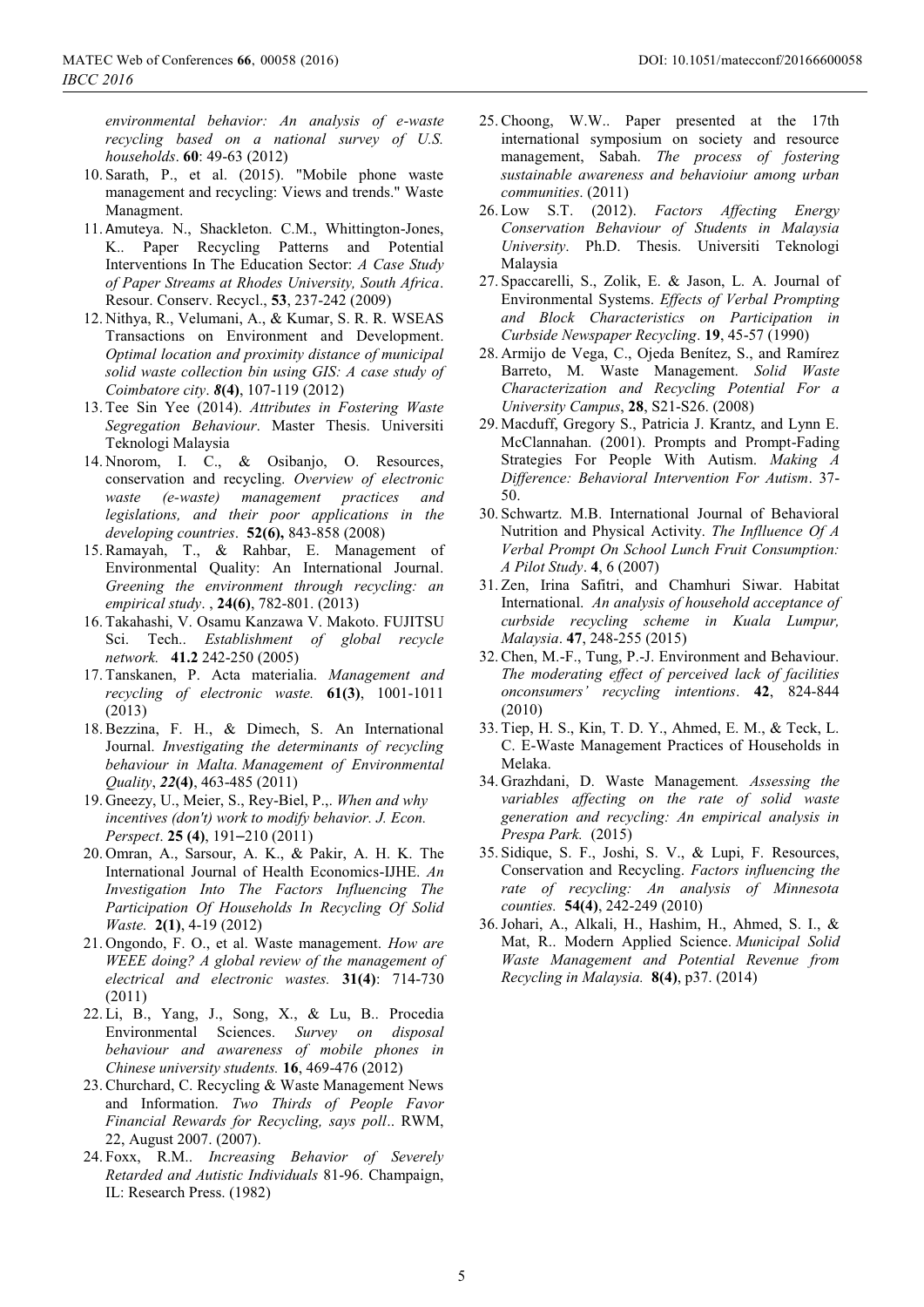*environmental behavior: An analysis of e-waste recycling based on a national survey of U.S. households*. **60**: 49-63 (2012)

10. Sarath, P., et al. (2015). "Mobile phone waste management and recycling: Views and trends." Waste Managment.
11. Amuteya. N., Shackleton. C.M., Whittington-Jones, K.. Paper Recycling Patterns and Potential Interventions In The Education Sector: *A Case Study of Paper Streams at Rhodes University, South Africa*. Resour. Conserv. Recycl., **53**, 237-242 (2009)
12. Nithya, R., Velumani, A., & Kumar, S. R. R. WSEAS Transactions on Environment and Development. *Optimal location and proximity distance of municipal solid waste collection bin using GIS: A case study of Coimbatore city*. *8***(4)**, 107-119 (2012)
13. Tee Sin Yee (2014). *Attributes in Fostering Waste Segregation Behaviour*. Master Thesis. Universiti Teknologi Malaysia
14. Nnorom, I. C., & Osibanjo, O. Resources, conservation and recycling. *Overview of electronic waste (e-waste) management practices and legislations, and their poor applications in the developing countries*. **52(6),** 843-858 (2008)
15. Ramayah, T., & Rahbar, E. Management of Environmental Quality: An International Journal. *Greening the environment through recycling: an empirical study*. , **24(6)**, 782-801. (2013)
16. Takahashi, V. Osamu Kanzawa V. Makoto. FUJITSU Sci. Tech.. *Establishment of global recycle network.* **41.2** 242-250 (2005)
17. Tanskanen, P. Acta materialia. *Management and recycling of electronic waste.* **61(3)**, 1001-1011 (2013)
18. Bezzina, F. H., & Dimech, S. An International Journal. *Investigating the determinants of recycling behaviour in Malta. Management of Environmental Quality*, *22***(4)**, 463-485 (2011)
19. Gneezy, U., Meier, S., Rey-Biel, P.,. *When and why incentives (don't) work to modify behavior. J. Econ. Perspect*. **25 (4)**, 191–210 (2011)
20. Omran, A., Sarsour, A. K., & Pakir, A. H. K. The International Journal of Health Economics-IJHE. *An Investigation Into The Factors Influencing The Participation Of Households In Recycling Of Solid Waste.* **2(1)**, 4-19 (2012)
21. Ongondo, F. O., et al. Waste management. *How are WEEE doing? A global review of the management of electrical and electronic wastes.* **31(4)**: 714-730 (2011)
22. Li, B., Yang, J., Song, X., & Lu, B.. Procedia Environmental Sciences. *Survey on disposal behaviour and awareness of mobile phones in Chinese university students.* **16**, 469-476 (2012)
23. Churchard, C. Recycling & Waste Management News and Information. *Two Thirds of People Favor Financial Rewards for Recycling, says poll*.. RWM, 22, August 2007. (2007).
24. Foxx, R.M.. *Increasing Behavior of Severely Retarded and Autistic Individuals* 81-96. Champaign, IL: Research Press. (1982)
25. Choong, W.W.. Paper presented at the 17th international symposium on society and resource management, Sabah. *The process of fostering sustainable awareness and behavioiur among urban communities*. (2011)
26. Low S.T. (2012). *Factors Affecting Energy Conservation Behaviour of Students in Malaysia University*. Ph.D. Thesis. Universiti Teknologi Malaysia
27. Spaccarelli, S., Zolik, E. & Jason, L. A. Journal of Environmental Systems. *Effects of Verbal Prompting and Block Characteristics on Participation in Curbside Newspaper Recycling*. **19**, 45-57 (1990)
28. Armijo de Vega, C., Ojeda Benítez, S., and Ramírez Barreto, M. Waste Management. *Solid Waste Characterization and Recycling Potential For a University Campus*, **28**, S21-S26. (2008)
29. Macduff, Gregory S., Patricia J. Krantz, and Lynn E. McClannahan. (2001). Prompts and Prompt-Fading Strategies For People With Autism. *Making A Difference: Behavioral Intervention For Autism*. 37-50.
30. Schwartz. M.B. International Journal of Behavioral Nutrition and Physical Activity. *The Inflluence Of A Verbal Prompt On School Lunch Fruit Consumption: A Pilot Study*. **4**, 6 (2007)
31. Zen, Irina Safitri, and Chamhuri Siwar. Habitat International. *An analysis of household acceptance of curbside recycling scheme in Kuala Lumpur, Malaysia*. **47**, 248-255 (2015)
32. Chen, M.-F., Tung, P.-J. Environment and Behaviour. *The moderating effect of perceived lack of facilities onconsumers' recycling intentions*. **42**, 824-844 (2010)
33. Tiep, H. S., Kin, T. D. Y., Ahmed, E. M., & Teck, L. C. E-Waste Management Practices of Households in Melaka.
34. Grazhdani, D. Waste Management*. Assessing the variables affecting on the rate of solid waste generation and recycling: An empirical analysis in Prespa Park.* (2015)
35. Sidique, S. F., Joshi, S. V., & Lupi, F. Resources, Conservation and Recycling. *Factors influencing the rate of recycling: An analysis of Minnesota counties.* **54(4)**, 242-249 (2010)
36. Johari, A., Alkali, H., Hashim, H., Ahmed, S. I., & Mat, R.. Modern Applied Science. *Municipal Solid Waste Management and Potential Revenue from Recycling in Malaysia.* **8(4)**, p37. (2014)